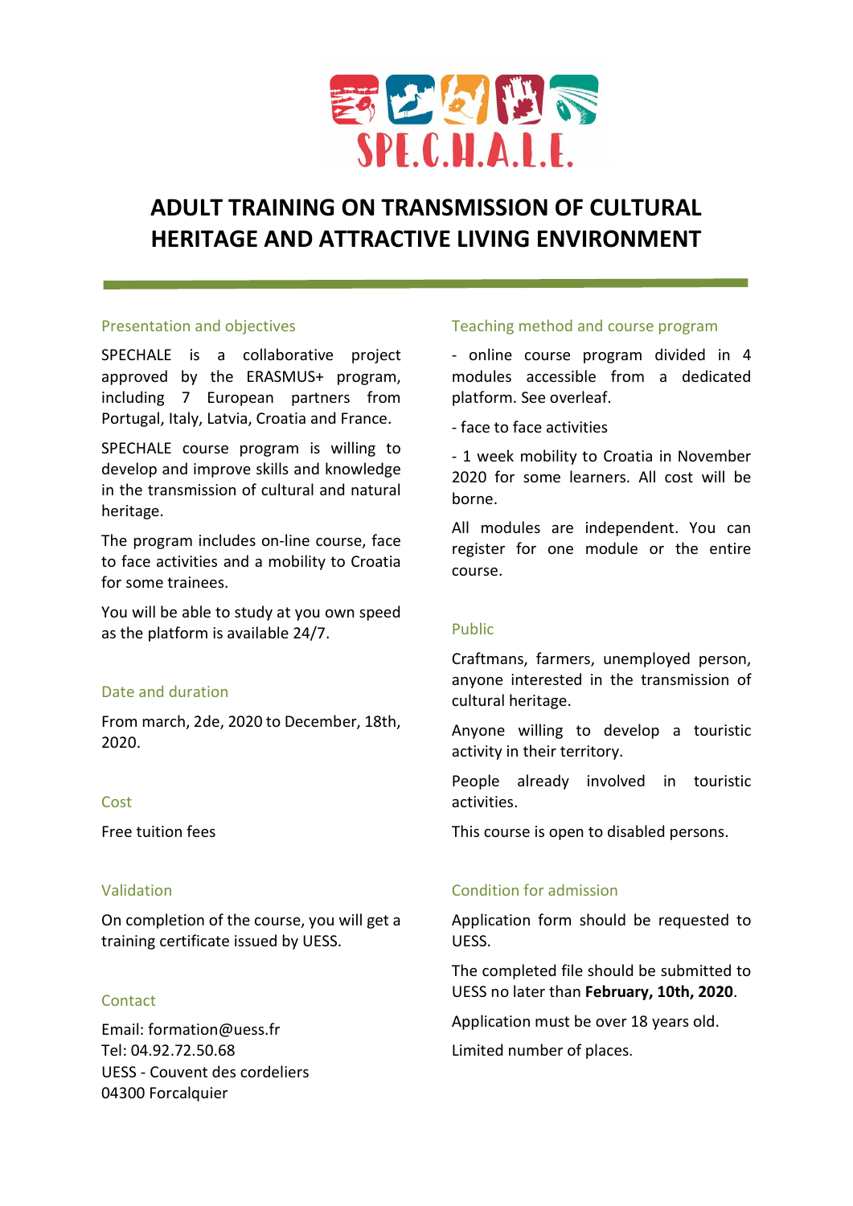SPE.C.H.A.L.E.

# ADULT TRAINING ON TRANSMISSION OF CULTURAL HERITAGE AND ATTRACTIVE LIVING ENVIRONMENT

## Presentation and objectives

SPECHALE is a collaborative project approved by the ERASMUS+ program, including 7 European partners from Portugal, Italy, Latvia, Croatia and France.

SPECHALE course program is willing to develop and improve skills and knowledge in the transmission of cultural and natural heritage.

The program includes on-line course, face to face activities and a mobility to Croatia for some trainees.

You will be able to study at you own speed as the platform is available 24/7.

## Date and duration

From march, 2de, 2020 to December, 18th, 2020.

## Cost

Free tuition fees

## Validation

On completion of the course, you will get a training certificate issued by UESS.

## Contact

Email: formation@uess.fr
Tel: 04.92.72.50.68
UESS - Couvent des cordeliers
04300 Forcalquier

## Teaching method and course program

- online course program divided in 4 modules accessible from a dedicated platform. See overleaf.
- face to face activities
- 1 week mobility to Croatia in November 2020 for some learners. All cost will be borne.

All modules are independent. You can register for one module or the entire course.

## Public

Craftmans, farmers, unemployed person, anyone interested in the transmission of cultural heritage.

Anyone willing to develop a touristic activity in their territory.

People already involved in touristic activities.

This course is open to disabled persons.

## Condition for admission

Application form should be requested to UESS.

The completed file should be submitted to UESS no later than **February, 10th, 2020**.

Application must be over 18 years old.

Limited number of places.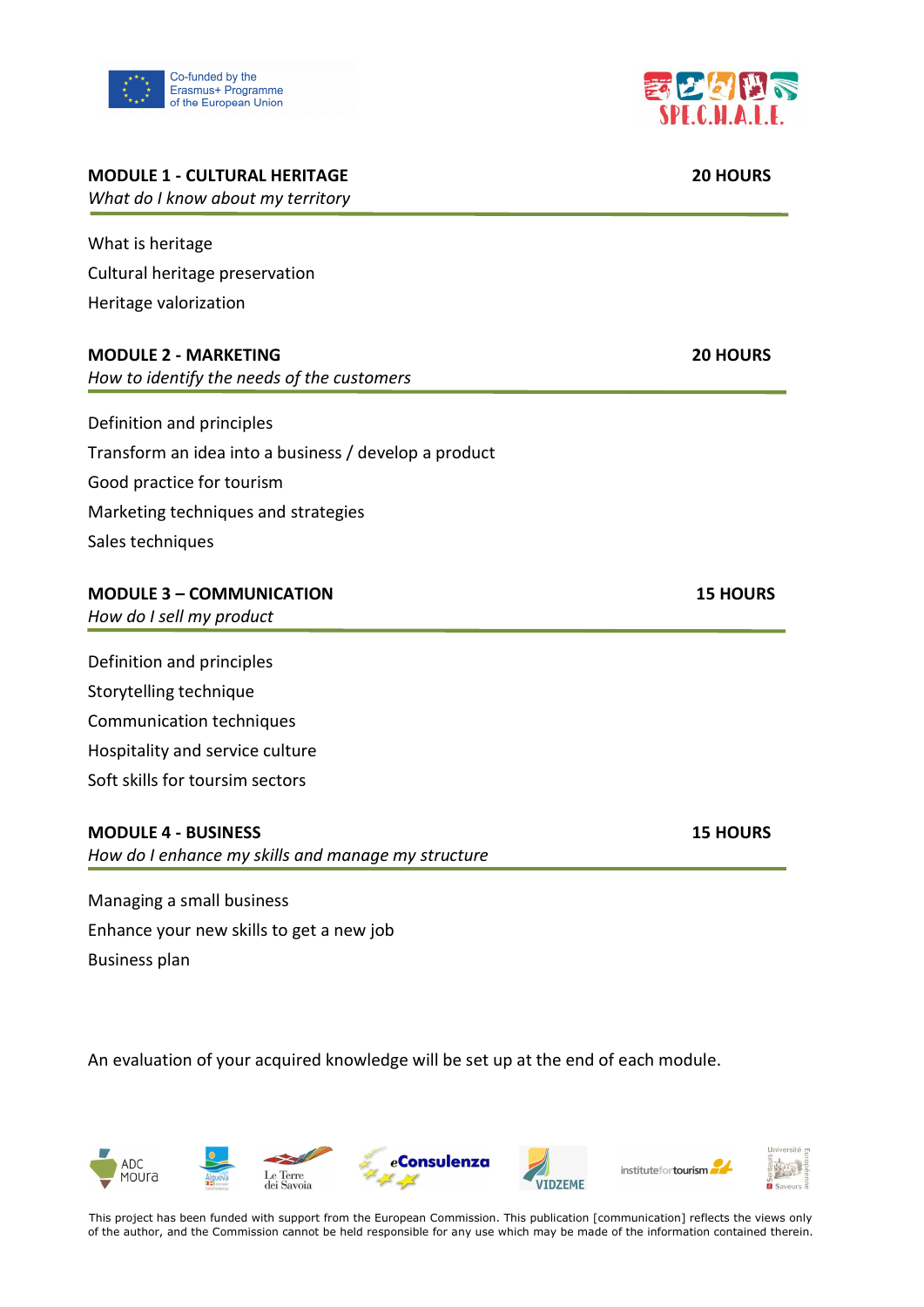Co-funded by the Erasmus+ Programme of the European Union

## MODULE 1 - CULTURAL HERITAGE — 20 HOURS

*What do I know about my territory*

What is heritage

Cultural heritage preservation

Heritage valorization

## MODULE 2 - MARKETING — 20 HOURS

*How to identify the needs of the customers*

Definition and principles

Transform an idea into a business / develop a product

Good practice for tourism

Marketing techniques and strategies

Sales techniques

## MODULE 3 – COMMUNICATION — 15 HOURS

*How do I sell my product*

Definition and principles

Storytelling technique

Communication techniques

Hospitality and service culture

Soft skills for toursim sectors

## MODULE 4 - BUSINESS — 15 HOURS

*How do I enhance my skills and manage my structure*

Managing a small business

Enhance your new skills to get a new job

Business plan

An evaluation of your acquired knowledge will be set up at the end of each module.

This project has been funded with support from the European Commission. This publication [communication] reflects the views only of the author, and the Commission cannot be held responsible for any use which may be made of the information contained therein.